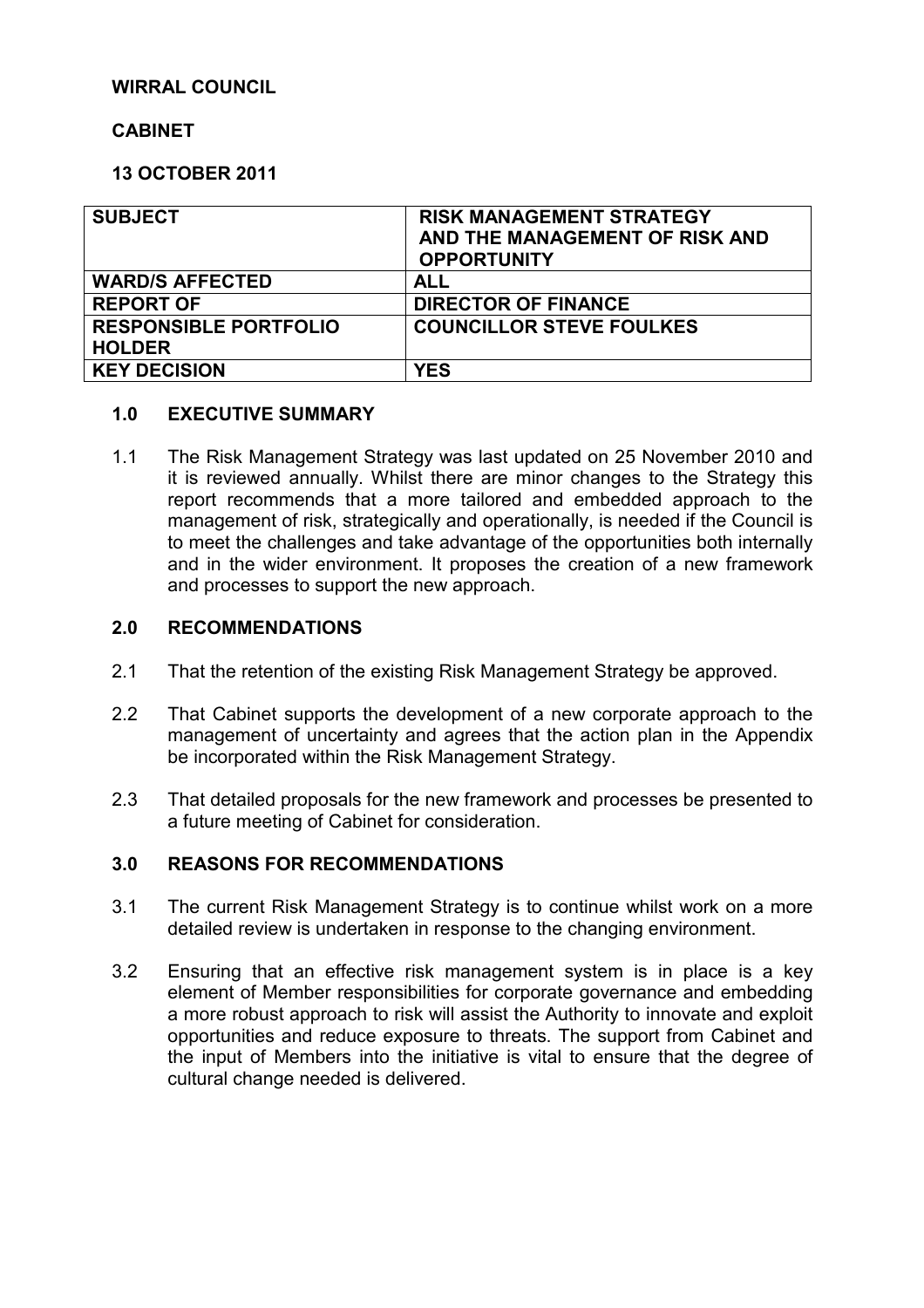**WIRRAL COUNCIL**

**CABINET**

**13 OCTOBER 2011**

| | |
|---|---|
| **SUBJECT** | **RISK MANAGEMENT STRATEGY AND THE MANAGEMENT OF RISK AND OPPORTUNITY** |
| **WARD/S AFFECTED** | **ALL** |
| **REPORT OF** | **DIRECTOR OF FINANCE** |
| **RESPONSIBLE PORTFOLIO HOLDER** | **COUNCILLOR STEVE FOULKES** |
| **KEY DECISION** | **YES** |

## 1.0 EXECUTIVE SUMMARY

1.1 The Risk Management Strategy was last updated on 25 November 2010 and it is reviewed annually. Whilst there are minor changes to the Strategy this report recommends that a more tailored and embedded approach to the management of risk, strategically and operationally, is needed if the Council is to meet the challenges and take advantage of the opportunities both internally and in the wider environment. It proposes the creation of a new framework and processes to support the new approach.

## 2.0 RECOMMENDATIONS

2.1 That the retention of the existing Risk Management Strategy be approved.

2.2 That Cabinet supports the development of a new corporate approach to the management of uncertainty and agrees that the action plan in the Appendix be incorporated within the Risk Management Strategy.

2.3 That detailed proposals for the new framework and processes be presented to a future meeting of Cabinet for consideration.

## 3.0 REASONS FOR RECOMMENDATIONS

3.1 The current Risk Management Strategy is to continue whilst work on a more detailed review is undertaken in response to the changing environment.

3.2 Ensuring that an effective risk management system is in place is a key element of Member responsibilities for corporate governance and embedding a more robust approach to risk will assist the Authority to innovate and exploit opportunities and reduce exposure to threats. The support from Cabinet and the input of Members into the initiative is vital to ensure that the degree of cultural change needed is delivered.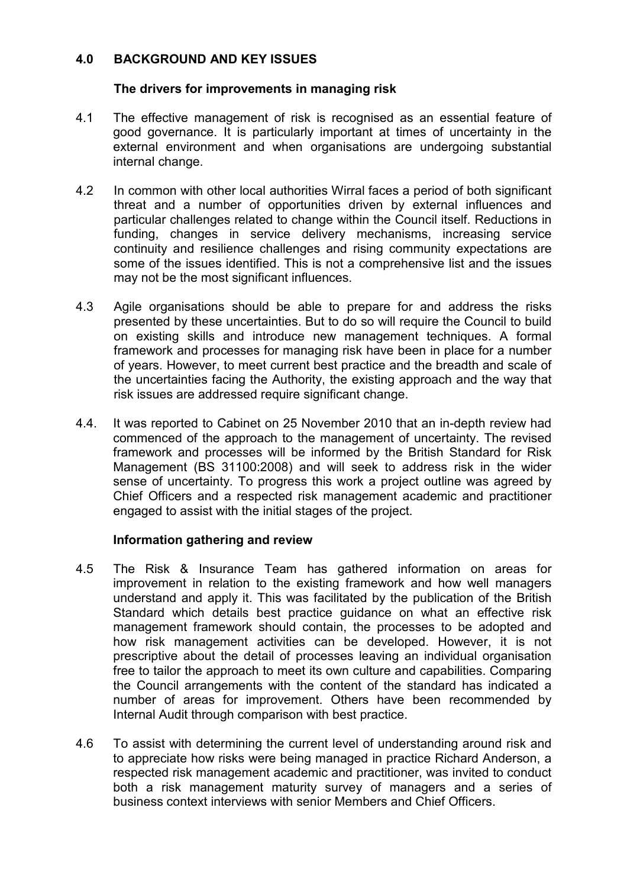## 4.0 BACKGROUND AND KEY ISSUES

### The drivers for improvements in managing risk

4.1 The effective management of risk is recognised as an essential feature of good governance. It is particularly important at times of uncertainty in the external environment and when organisations are undergoing substantial internal change.

4.2 In common with other local authorities Wirral faces a period of both significant threat and a number of opportunities driven by external influences and particular challenges related to change within the Council itself. Reductions in funding, changes in service delivery mechanisms, increasing service continuity and resilience challenges and rising community expectations are some of the issues identified. This is not a comprehensive list and the issues may not be the most significant influences.

4.3 Agile organisations should be able to prepare for and address the risks presented by these uncertainties. But to do so will require the Council to build on existing skills and introduce new management techniques. A formal framework and processes for managing risk have been in place for a number of years. However, to meet current best practice and the breadth and scale of the uncertainties facing the Authority, the existing approach and the way that risk issues are addressed require significant change.

4.4. It was reported to Cabinet on 25 November 2010 that an in-depth review had commenced of the approach to the management of uncertainty. The revised framework and processes will be informed by the British Standard for Risk Management (BS 31100:2008) and will seek to address risk in the wider sense of uncertainty. To progress this work a project outline was agreed by Chief Officers and a respected risk management academic and practitioner engaged to assist with the initial stages of the project.

### Information gathering and review

4.5 The Risk & Insurance Team has gathered information on areas for improvement in relation to the existing framework and how well managers understand and apply it. This was facilitated by the publication of the British Standard which details best practice guidance on what an effective risk management framework should contain, the processes to be adopted and how risk management activities can be developed. However, it is not prescriptive about the detail of processes leaving an individual organisation free to tailor the approach to meet its own culture and capabilities. Comparing the Council arrangements with the content of the standard has indicated a number of areas for improvement. Others have been recommended by Internal Audit through comparison with best practice.

4.6 To assist with determining the current level of understanding around risk and to appreciate how risks were being managed in practice Richard Anderson, a respected risk management academic and practitioner, was invited to conduct both a risk management maturity survey of managers and a series of business context interviews with senior Members and Chief Officers.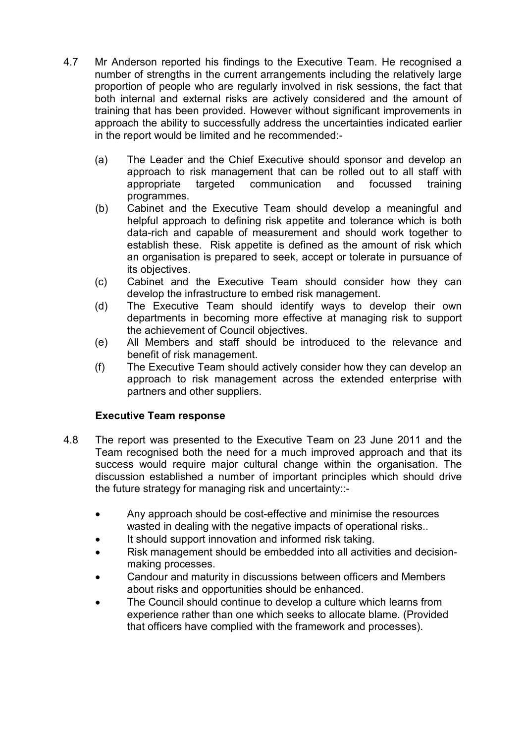4.7 Mr Anderson reported his findings to the Executive Team. He recognised a number of strengths in the current arrangements including the relatively large proportion of people who are regularly involved in risk sessions, the fact that both internal and external risks are actively considered and the amount of training that has been provided. However without significant improvements in approach the ability to successfully address the uncertainties indicated earlier in the report would be limited and he recommended:-

(a) The Leader and the Chief Executive should sponsor and develop an approach to risk management that can be rolled out to all staff with appropriate targeted communication and focussed training programmes.

(b) Cabinet and the Executive Team should develop a meaningful and helpful approach to defining risk appetite and tolerance which is both data-rich and capable of measurement and should work together to establish these. Risk appetite is defined as the amount of risk which an organisation is prepared to seek, accept or tolerate in pursuance of its objectives.

(c) Cabinet and the Executive Team should consider how they can develop the infrastructure to embed risk management.

(d) The Executive Team should identify ways to develop their own departments in becoming more effective at managing risk to support the achievement of Council objectives.

(e) All Members and staff should be introduced to the relevance and benefit of risk management.

(f) The Executive Team should actively consider how they can develop an approach to risk management across the extended enterprise with partners and other suppliers.

**Executive Team response**

4.8 The report was presented to the Executive Team on 23 June 2011 and the Team recognised both the need for a much improved approach and that its success would require major cultural change within the organisation. The discussion established a number of important principles which should drive the future strategy for managing risk and uncertainty::-

- Any approach should be cost-effective and minimise the resources wasted in dealing with the negative impacts of operational risks..
- It should support innovation and informed risk taking.
- Risk management should be embedded into all activities and decision-making processes.
- Candour and maturity in discussions between officers and Members about risks and opportunities should be enhanced.
- The Council should continue to develop a culture which learns from experience rather than one which seeks to allocate blame. (Provided that officers have complied with the framework and processes).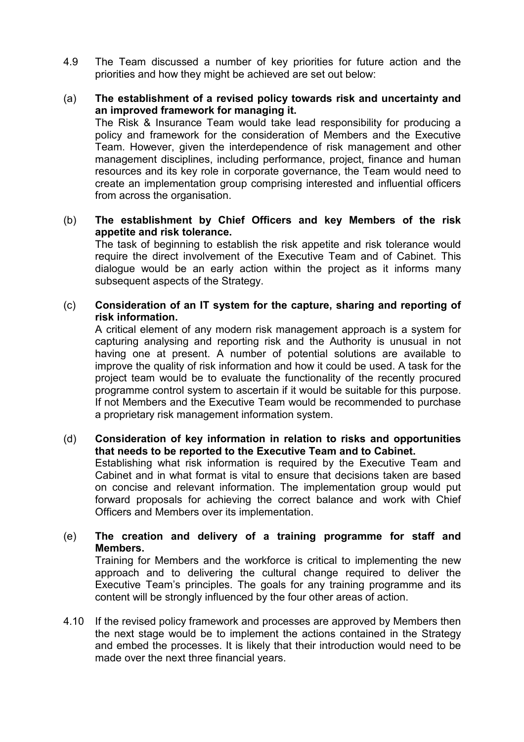4.9 The Team discussed a number of key priorities for future action and the priorities and how they might be achieved are set out below:

(a) **The establishment of a revised policy towards risk and uncertainty and an improved framework for managing it.**
The Risk & Insurance Team would take lead responsibility for producing a policy and framework for the consideration of Members and the Executive Team. However, given the interdependence of risk management and other management disciplines, including performance, project, finance and human resources and its key role in corporate governance, the Team would need to create an implementation group comprising interested and influential officers from across the organisation.

(b) **The establishment by Chief Officers and key Members of the risk appetite and risk tolerance.**
The task of beginning to establish the risk appetite and risk tolerance would require the direct involvement of the Executive Team and of Cabinet. This dialogue would be an early action within the project as it informs many subsequent aspects of the Strategy.

(c) **Consideration of an IT system for the capture, sharing and reporting of risk information.**
A critical element of any modern risk management approach is a system for capturing analysing and reporting risk and the Authority is unusual in not having one at present. A number of potential solutions are available to improve the quality of risk information and how it could be used. A task for the project team would be to evaluate the functionality of the recently procured programme control system to ascertain if it would be suitable for this purpose. If not Members and the Executive Team would be recommended to purchase a proprietary risk management information system.

(d) **Consideration of key information in relation to risks and opportunities that needs to be reported to the Executive Team and to Cabinet.**
Establishing what risk information is required by the Executive Team and Cabinet and in what format is vital to ensure that decisions taken are based on concise and relevant information. The implementation group would put forward proposals for achieving the correct balance and work with Chief Officers and Members over its implementation.

(e) **The creation and delivery of a training programme for staff and Members.**
Training for Members and the workforce is critical to implementing the new approach and to delivering the cultural change required to deliver the Executive Team's principles. The goals for any training programme and its content will be strongly influenced by the four other areas of action.

4.10 If the revised policy framework and processes are approved by Members then the next stage would be to implement the actions contained in the Strategy and embed the processes. It is likely that their introduction would need to be made over the next three financial years.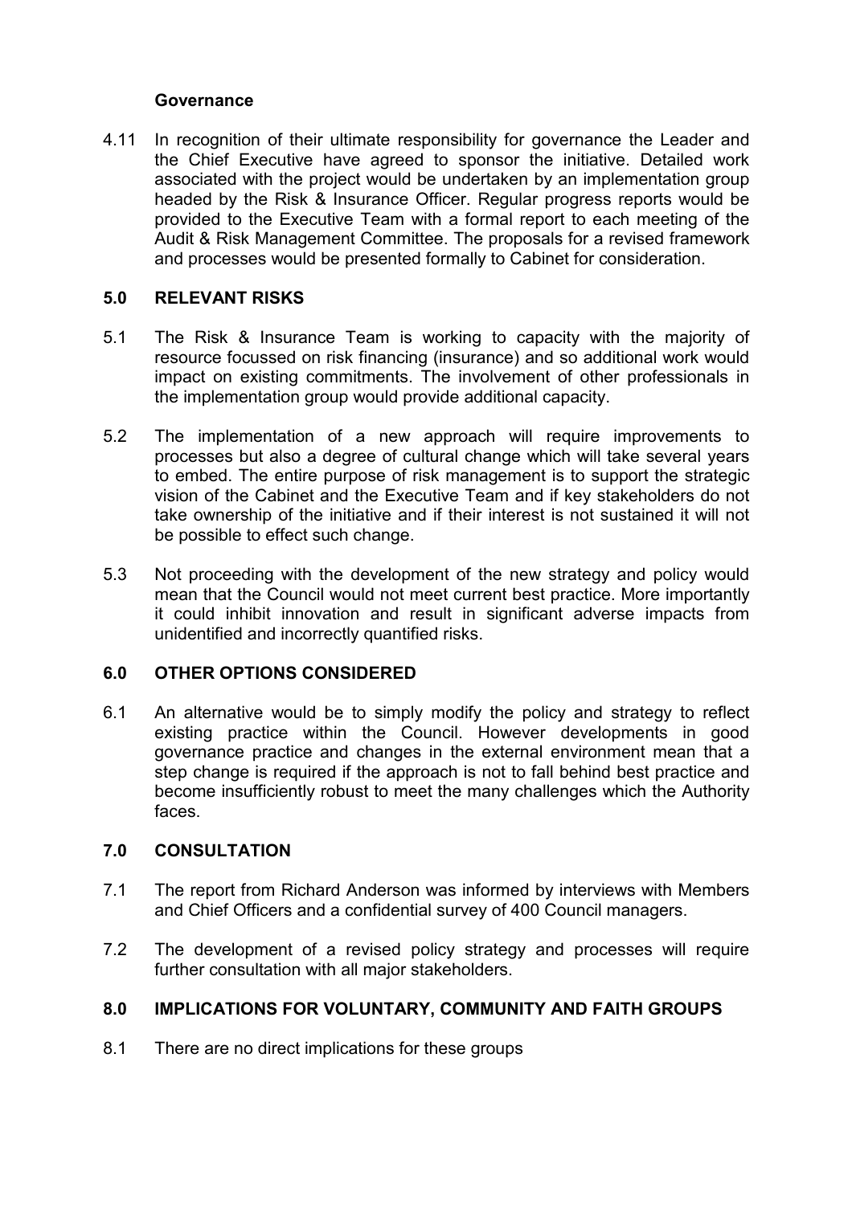**Governance**

4.11 In recognition of their ultimate responsibility for governance the Leader and the Chief Executive have agreed to sponsor the initiative. Detailed work associated with the project would be undertaken by an implementation group headed by the Risk & Insurance Officer. Regular progress reports would be provided to the Executive Team with a formal report to each meeting of the Audit & Risk Management Committee. The proposals for a revised framework and processes would be presented formally to Cabinet for consideration.

## 5.0 RELEVANT RISKS

5.1 The Risk & Insurance Team is working to capacity with the majority of resource focussed on risk financing (insurance) and so additional work would impact on existing commitments. The involvement of other professionals in the implementation group would provide additional capacity.

5.2 The implementation of a new approach will require improvements to processes but also a degree of cultural change which will take several years to embed. The entire purpose of risk management is to support the strategic vision of the Cabinet and the Executive Team and if key stakeholders do not take ownership of the initiative and if their interest is not sustained it will not be possible to effect such change.

5.3 Not proceeding with the development of the new strategy and policy would mean that the Council would not meet current best practice. More importantly it could inhibit innovation and result in significant adverse impacts from unidentified and incorrectly quantified risks.

## 6.0 OTHER OPTIONS CONSIDERED

6.1 An alternative would be to simply modify the policy and strategy to reflect existing practice within the Council. However developments in good governance practice and changes in the external environment mean that a step change is required if the approach is not to fall behind best practice and become insufficiently robust to meet the many challenges which the Authority faces.

## 7.0 CONSULTATION

7.1 The report from Richard Anderson was informed by interviews with Members and Chief Officers and a confidential survey of 400 Council managers.

7.2 The development of a revised policy strategy and processes will require further consultation with all major stakeholders.

## 8.0 IMPLICATIONS FOR VOLUNTARY, COMMUNITY AND FAITH GROUPS

8.1 There are no direct implications for these groups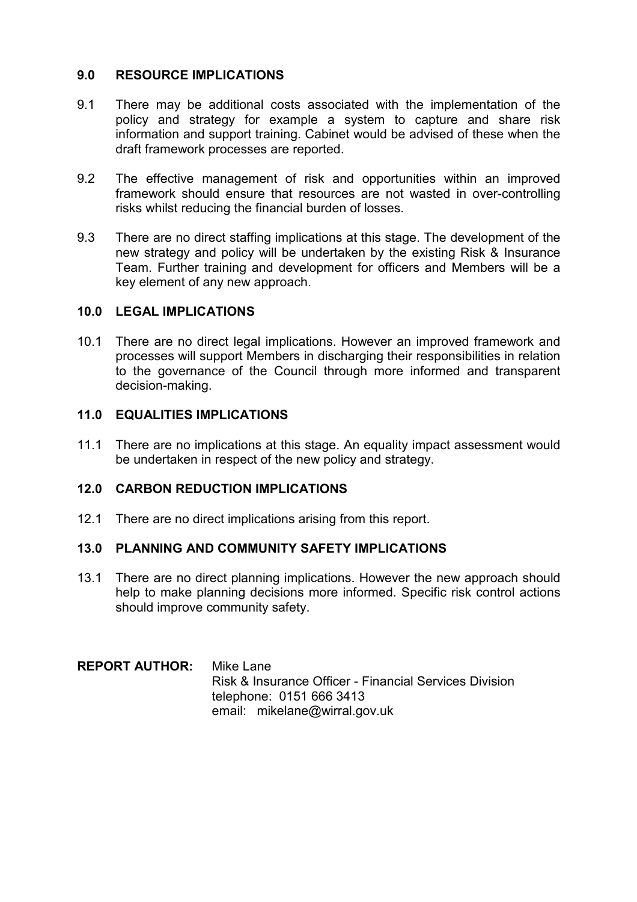## 9.0 RESOURCE IMPLICATIONS

9.1 There may be additional costs associated with the implementation of the policy and strategy for example a system to capture and share risk information and support training. Cabinet would be advised of these when the draft framework processes are reported.

9.2 The effective management of risk and opportunities within an improved framework should ensure that resources are not wasted in over-controlling risks whilst reducing the financial burden of losses.

9.3 There are no direct staffing implications at this stage. The development of the new strategy and policy will be undertaken by the existing Risk & Insurance Team. Further training and development for officers and Members will be a key element of any new approach.

## 10.0 LEGAL IMPLICATIONS

10.1 There are no direct legal implications. However an improved framework and processes will support Members in discharging their responsibilities in relation to the governance of the Council through more informed and transparent decision-making.

## 11.0 EQUALITIES IMPLICATIONS

11.1 There are no implications at this stage. An equality impact assessment would be undertaken in respect of the new policy and strategy.

## 12.0 CARBON REDUCTION IMPLICATIONS

12.1 There are no direct implications arising from this report.

## 13.0 PLANNING AND COMMUNITY SAFETY IMPLICATIONS

13.1 There are no direct planning implications. However the new approach should help to make planning decisions more informed. Specific risk control actions should improve community safety.

**REPORT AUTHOR:** Mike Lane
Risk & Insurance Officer - Financial Services Division
telephone: 0151 666 3413
email: mikelane@wirral.gov.uk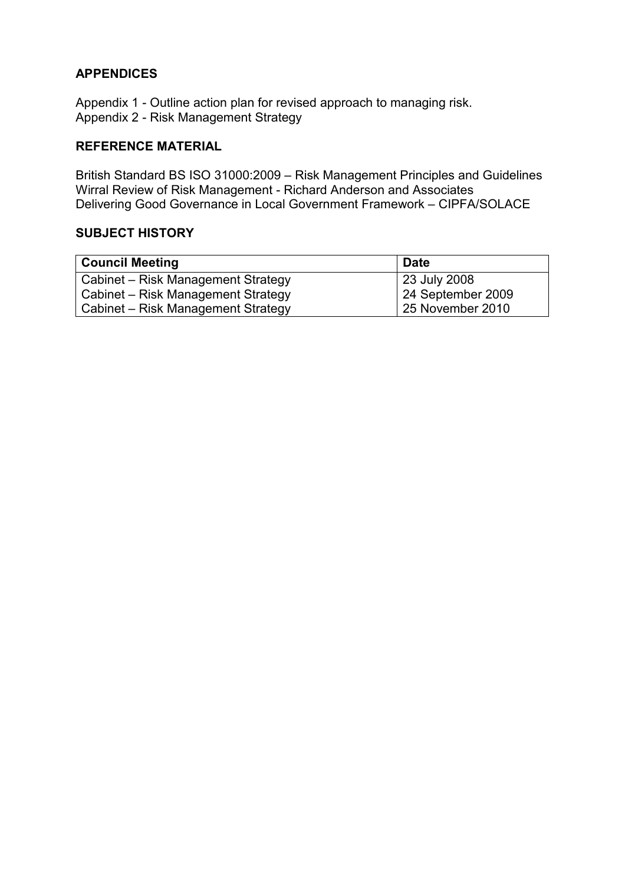## APPENDICES

Appendix 1 - Outline action plan for revised approach to managing risk.
Appendix 2 - Risk Management Strategy

## REFERENCE MATERIAL

British Standard BS ISO 31000:2009 – Risk Management Principles and Guidelines
Wirral Review of Risk Management - Richard Anderson and Associates
Delivering Good Governance in Local Government Framework – CIPFA/SOLACE

## SUBJECT HISTORY

| Council Meeting | Date |
|---|---|
| Cabinet – Risk Management Strategy | 23 July 2008 |
| Cabinet – Risk Management Strategy | 24 September 2009 |
| Cabinet – Risk Management Strategy | 25 November 2010 |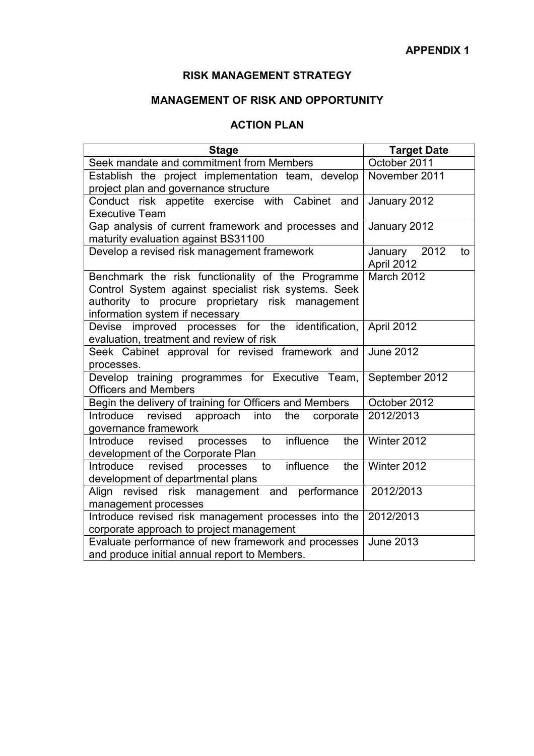**APPENDIX 1**

## RISK MANAGEMENT STRATEGY

## MANAGEMENT OF RISK AND OPPORTUNITY

## ACTION PLAN

| Stage | Target Date |
|---|---|
| Seek mandate and commitment from Members | October 2011 |
| Establish the project implementation team, develop project plan and governance structure | November 2011 |
| Conduct risk appetite exercise with Cabinet and Executive Team | January 2012 |
| Gap analysis of current framework and processes and maturity evaluation against BS31100 | January 2012 |
| Develop a revised risk management framework | January 2012 to April 2012 |
| Benchmark the risk functionality of the Programme Control System against specialist risk systems. Seek authority to procure proprietary risk management information system if necessary | March 2012 |
| Devise improved processes for the identification, evaluation, treatment and review of risk | April 2012 |
| Seek Cabinet approval for revised framework and processes. | June 2012 |
| Develop training programmes for Executive Team, Officers and Members | September 2012 |
| Begin the delivery of training for Officers and Members | October 2012 |
| Introduce revised approach into the corporate governance framework | 2012/2013 |
| Introduce revised processes to influence the development of the Corporate Plan | Winter 2012 |
| Introduce revised processes to influence the development of departmental plans | Winter 2012 |
| Align revised risk management and performance management processes | 2012/2013 |
| Introduce revised risk management processes into the corporate approach to project management | 2012/2013 |
| Evaluate performance of new framework and processes and produce initial annual report to Members. | June 2013 |